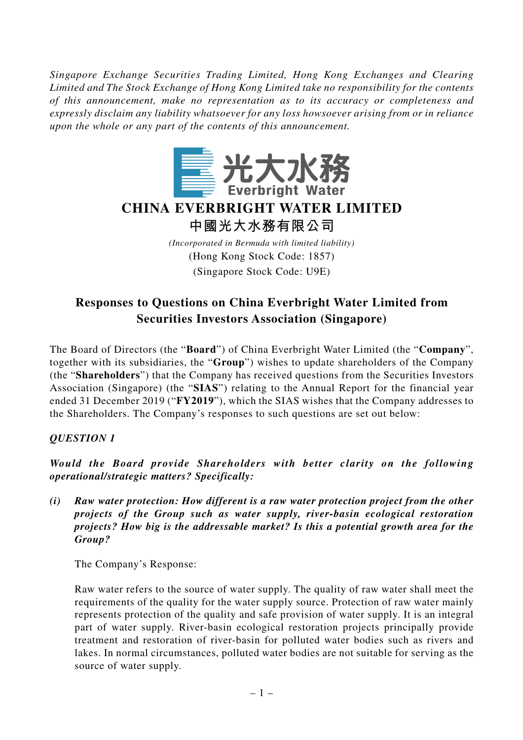*Singapore Exchange Securities Trading Limited, Hong Kong Exchanges and Clearing Limited and The Stock Exchange of Hong Kong Limited take no responsibility for the contents of this announcement, make no representation as to its accuracy or completeness and expressly disclaim any liability whatsoever for any loss howsoever arising from or in reliance upon the whole or any part of the contents of this announcement.*

光大水務
Everbright Water

# CHINA EVERBRIGHT WATER LIMITED
# 中國光大水務有限公司

*(Incorporated in Bermuda with limited liability)*
(Hong Kong Stock Code: 1857)
(Singapore Stock Code: U9E)

## Responses to Questions on China Everbright Water Limited from Securities Investors Association (Singapore)

The Board of Directors (the "**Board**") of China Everbright Water Limited (the "**Company**", together with its subsidiaries, the "**Group**") wishes to update shareholders of the Company (the "**Shareholders**") that the Company has received questions from the Securities Investors Association (Singapore) (the "**SIAS**") relating to the Annual Report for the financial year ended 31 December 2019 ("**FY2019**"), which the SIAS wishes that the Company addresses to the Shareholders. The Company's responses to such questions are set out below:

***QUESTION 1***

***Would the Board provide Shareholders with better clarity on the following operational/strategic matters? Specifically:***

***(i) Raw water protection: How different is a raw water protection project from the other projects of the Group such as water supply, river-basin ecological restoration projects? How big is the addressable market? Is this a potential growth area for the Group?***

The Company's Response:

Raw water refers to the source of water supply. The quality of raw water shall meet the requirements of the quality for the water supply source. Protection of raw water mainly represents protection of the quality and safe provision of water supply. It is an integral part of water supply. River-basin ecological restoration projects principally provide treatment and restoration of river-basin for polluted water bodies such as rivers and lakes. In normal circumstances, polluted water bodies are not suitable for serving as the source of water supply.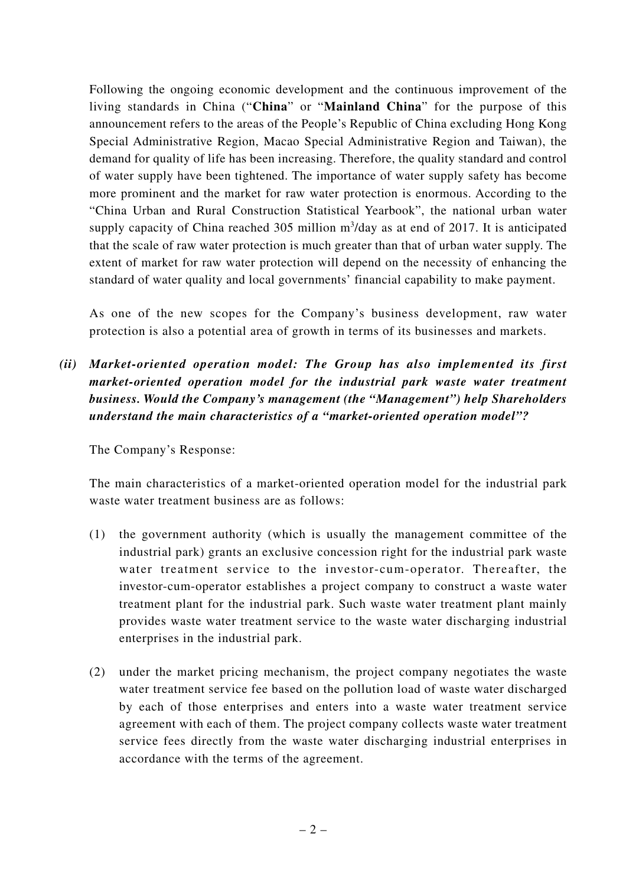Following the ongoing economic development and the continuous improvement of the living standards in China ("**China**" or "**Mainland China**" for the purpose of this announcement refers to the areas of the People's Republic of China excluding Hong Kong Special Administrative Region, Macao Special Administrative Region and Taiwan), the demand for quality of life has been increasing. Therefore, the quality standard and control of water supply have been tightened. The importance of water supply safety has become more prominent and the market for raw water protection is enormous. According to the "China Urban and Rural Construction Statistical Yearbook", the national urban water supply capacity of China reached 305 million $m^3$/day as at end of 2017. It is anticipated that the scale of raw water protection is much greater than that of urban water supply. The extent of market for raw water protection will depend on the necessity of enhancing the standard of water quality and local governments' financial capability to make payment.

As one of the new scopes for the Company's business development, raw water protection is also a potential area of growth in terms of its businesses and markets.

***(ii) Market-oriented operation model: The Group has also implemented its first market-oriented operation model for the industrial park waste water treatment business. Would the Company's management (the "Management") help Shareholders understand the main characteristics of a "market-oriented operation model"?***

The Company's Response:

The main characteristics of a market-oriented operation model for the industrial park waste water treatment business are as follows:

(1) the government authority (which is usually the management committee of the industrial park) grants an exclusive concession right for the industrial park waste water treatment service to the investor-cum-operator. Thereafter, the investor-cum-operator establishes a project company to construct a waste water treatment plant for the industrial park. Such waste water treatment plant mainly provides waste water treatment service to the waste water discharging industrial enterprises in the industrial park.

(2) under the market pricing mechanism, the project company negotiates the waste water treatment service fee based on the pollution load of waste water discharged by each of those enterprises and enters into a waste water treatment service agreement with each of them. The project company collects waste water treatment service fees directly from the waste water discharging industrial enterprises in accordance with the terms of the agreement.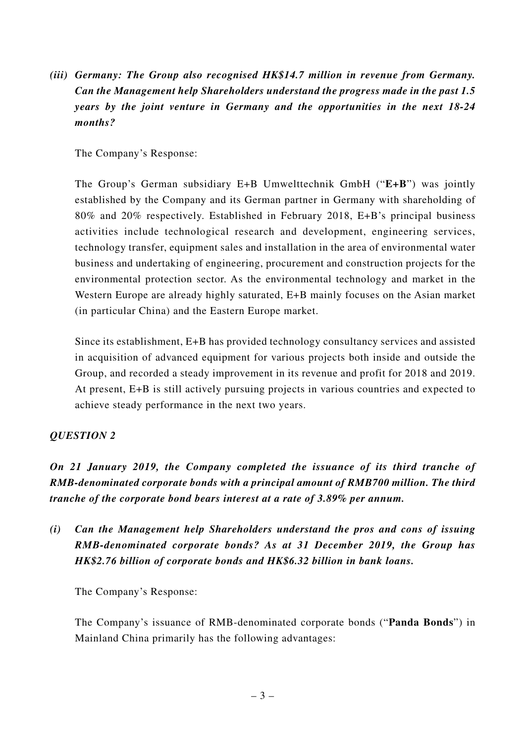*(iii) **Germany: The Group also recognised HK$14.7 million in revenue from Germany. Can the Management help Shareholders understand the progress made in the past 1.5 years by the joint venture in Germany and the opportunities in the next 18-24 months?***

The Company's Response:

The Group's German subsidiary E+B Umwelttechnik GmbH ("**E+B**") was jointly established by the Company and its German partner in Germany with shareholding of 80% and 20% respectively. Established in February 2018, E+B's principal business activities include technological research and development, engineering services, technology transfer, equipment sales and installation in the area of environmental water business and undertaking of engineering, procurement and construction projects for the environmental protection sector. As the environmental technology and market in the Western Europe are already highly saturated, E+B mainly focuses on the Asian market (in particular China) and the Eastern Europe market.

Since its establishment, E+B has provided technology consultancy services and assisted in acquisition of advanced equipment for various projects both inside and outside the Group, and recorded a steady improvement in its revenue and profit for 2018 and 2019. At present, E+B is still actively pursuing projects in various countries and expected to achieve steady performance in the next two years.

***QUESTION 2***

***On 21 January 2019, the Company completed the issuance of its third tranche of RMB-denominated corporate bonds with a principal amount of RMB700 million. The third tranche of the corporate bond bears interest at a rate of 3.89% per annum.***

*(i) **Can the Management help Shareholders understand the pros and cons of issuing RMB-denominated corporate bonds? As at 31 December 2019, the Group has HK$2.76 billion of corporate bonds and HK$6.32 billion in bank loans.***

The Company's Response:

The Company's issuance of RMB-denominated corporate bonds ("**Panda Bonds**") in Mainland China primarily has the following advantages: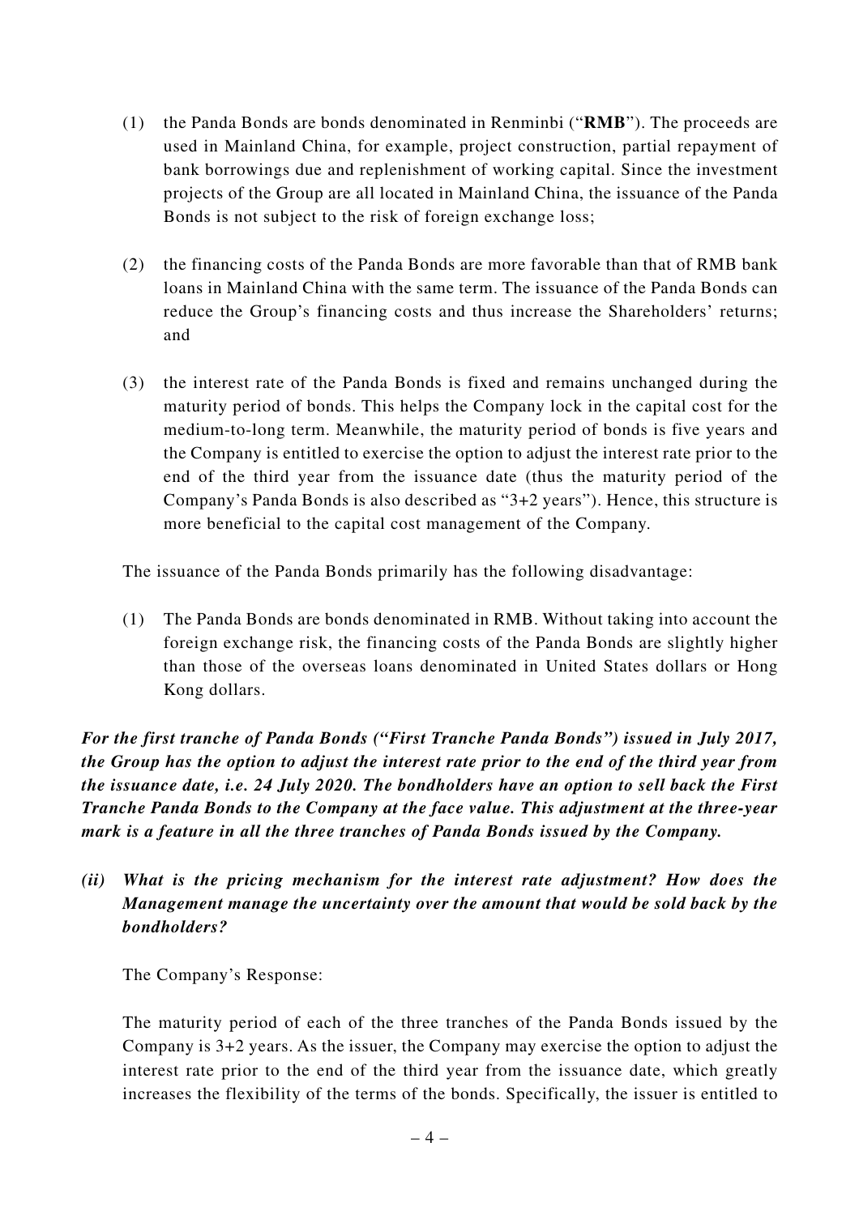(1) the Panda Bonds are bonds denominated in Renminbi ("**RMB**"). The proceeds are used in Mainland China, for example, project construction, partial repayment of bank borrowings due and replenishment of working capital. Since the investment projects of the Group are all located in Mainland China, the issuance of the Panda Bonds is not subject to the risk of foreign exchange loss;

(2) the financing costs of the Panda Bonds are more favorable than that of RMB bank loans in Mainland China with the same term. The issuance of the Panda Bonds can reduce the Group's financing costs and thus increase the Shareholders' returns; and

(3) the interest rate of the Panda Bonds is fixed and remains unchanged during the maturity period of bonds. This helps the Company lock in the capital cost for the medium-to-long term. Meanwhile, the maturity period of bonds is five years and the Company is entitled to exercise the option to adjust the interest rate prior to the end of the third year from the issuance date (thus the maturity period of the Company's Panda Bonds is also described as "3+2 years"). Hence, this structure is more beneficial to the capital cost management of the Company.

The issuance of the Panda Bonds primarily has the following disadvantage:

(1) The Panda Bonds are bonds denominated in RMB. Without taking into account the foreign exchange risk, the financing costs of the Panda Bonds are slightly higher than those of the overseas loans denominated in United States dollars or Hong Kong dollars.

***For the first tranche of Panda Bonds ("First Tranche Panda Bonds") issued in July 2017, the Group has the option to adjust the interest rate prior to the end of the third year from the issuance date, i.e. 24 July 2020. The bondholders have an option to sell back the First Tranche Panda Bonds to the Company at the face value. This adjustment at the three-year mark is a feature in all the three tranches of Panda Bonds issued by the Company.***

***(ii) What is the pricing mechanism for the interest rate adjustment? How does the Management manage the uncertainty over the amount that would be sold back by the bondholders?***

The Company's Response:

The maturity period of each of the three tranches of the Panda Bonds issued by the Company is 3+2 years. As the issuer, the Company may exercise the option to adjust the interest rate prior to the end of the third year from the issuance date, which greatly increases the flexibility of the terms of the bonds. Specifically, the issuer is entitled to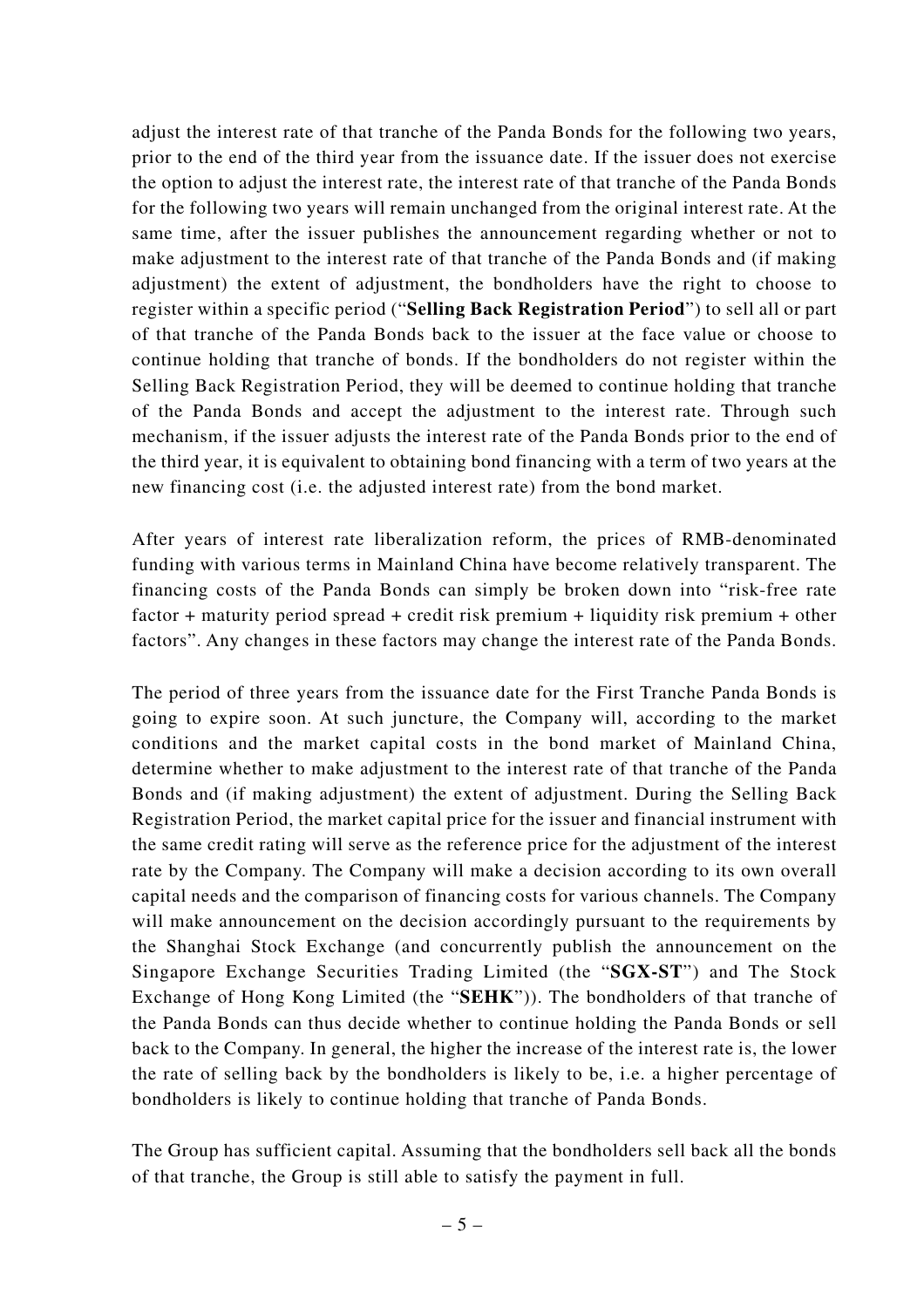adjust the interest rate of that tranche of the Panda Bonds for the following two years, prior to the end of the third year from the issuance date. If the issuer does not exercise the option to adjust the interest rate, the interest rate of that tranche of the Panda Bonds for the following two years will remain unchanged from the original interest rate. At the same time, after the issuer publishes the announcement regarding whether or not to make adjustment to the interest rate of that tranche of the Panda Bonds and (if making adjustment) the extent of adjustment, the bondholders have the right to choose to register within a specific period ("**Selling Back Registration Period**") to sell all or part of that tranche of the Panda Bonds back to the issuer at the face value or choose to continue holding that tranche of bonds. If the bondholders do not register within the Selling Back Registration Period, they will be deemed to continue holding that tranche of the Panda Bonds and accept the adjustment to the interest rate. Through such mechanism, if the issuer adjusts the interest rate of the Panda Bonds prior to the end of the third year, it is equivalent to obtaining bond financing with a term of two years at the new financing cost (i.e. the adjusted interest rate) from the bond market.

After years of interest rate liberalization reform, the prices of RMB-denominated funding with various terms in Mainland China have become relatively transparent. The financing costs of the Panda Bonds can simply be broken down into "risk-free rate factor + maturity period spread + credit risk premium + liquidity risk premium + other factors". Any changes in these factors may change the interest rate of the Panda Bonds.

The period of three years from the issuance date for the First Tranche Panda Bonds is going to expire soon. At such juncture, the Company will, according to the market conditions and the market capital costs in the bond market of Mainland China, determine whether to make adjustment to the interest rate of that tranche of the Panda Bonds and (if making adjustment) the extent of adjustment. During the Selling Back Registration Period, the market capital price for the issuer and financial instrument with the same credit rating will serve as the reference price for the adjustment of the interest rate by the Company. The Company will make a decision according to its own overall capital needs and the comparison of financing costs for various channels. The Company will make announcement on the decision accordingly pursuant to the requirements by the Shanghai Stock Exchange (and concurrently publish the announcement on the Singapore Exchange Securities Trading Limited (the "**SGX-ST**") and The Stock Exchange of Hong Kong Limited (the "**SEHK**")). The bondholders of that tranche of the Panda Bonds can thus decide whether to continue holding the Panda Bonds or sell back to the Company. In general, the higher the increase of the interest rate is, the lower the rate of selling back by the bondholders is likely to be, i.e. a higher percentage of bondholders is likely to continue holding that tranche of Panda Bonds.

The Group has sufficient capital. Assuming that the bondholders sell back all the bonds of that tranche, the Group is still able to satisfy the payment in full.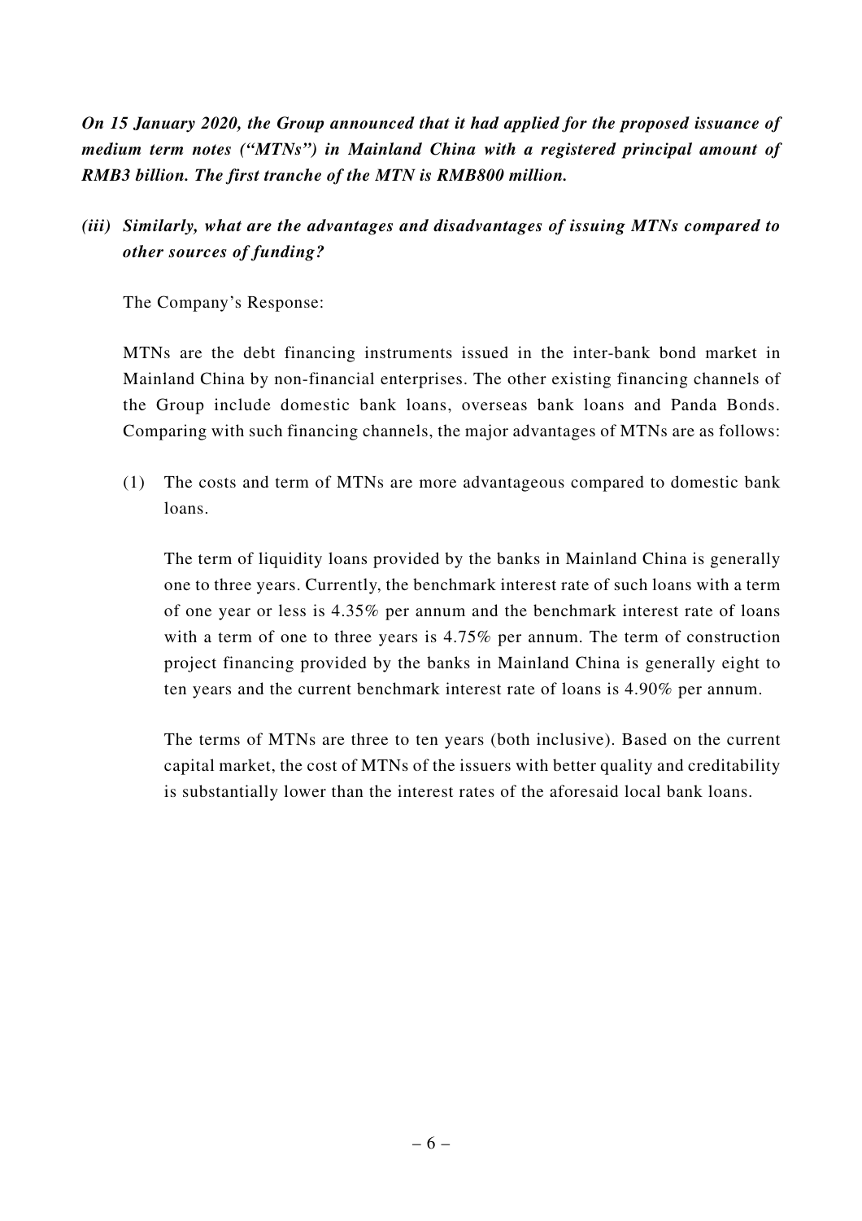***On 15 January 2020, the Group announced that it had applied for the proposed issuance of medium term notes ("MTNs") in Mainland China with a registered principal amount of RMB3 billion. The first tranche of the MTN is RMB800 million.***

***(iii) Similarly, what are the advantages and disadvantages of issuing MTNs compared to other sources of funding?***

The Company's Response:

MTNs are the debt financing instruments issued in the inter-bank bond market in Mainland China by non-financial enterprises. The other existing financing channels of the Group include domestic bank loans, overseas bank loans and Panda Bonds. Comparing with such financing channels, the major advantages of MTNs are as follows:

(1) The costs and term of MTNs are more advantageous compared to domestic bank loans.

The term of liquidity loans provided by the banks in Mainland China is generally one to three years. Currently, the benchmark interest rate of such loans with a term of one year or less is 4.35% per annum and the benchmark interest rate of loans with a term of one to three years is 4.75% per annum. The term of construction project financing provided by the banks in Mainland China is generally eight to ten years and the current benchmark interest rate of loans is 4.90% per annum.

The terms of MTNs are three to ten years (both inclusive). Based on the current capital market, the cost of MTNs of the issuers with better quality and creditability is substantially lower than the interest rates of the aforesaid local bank loans.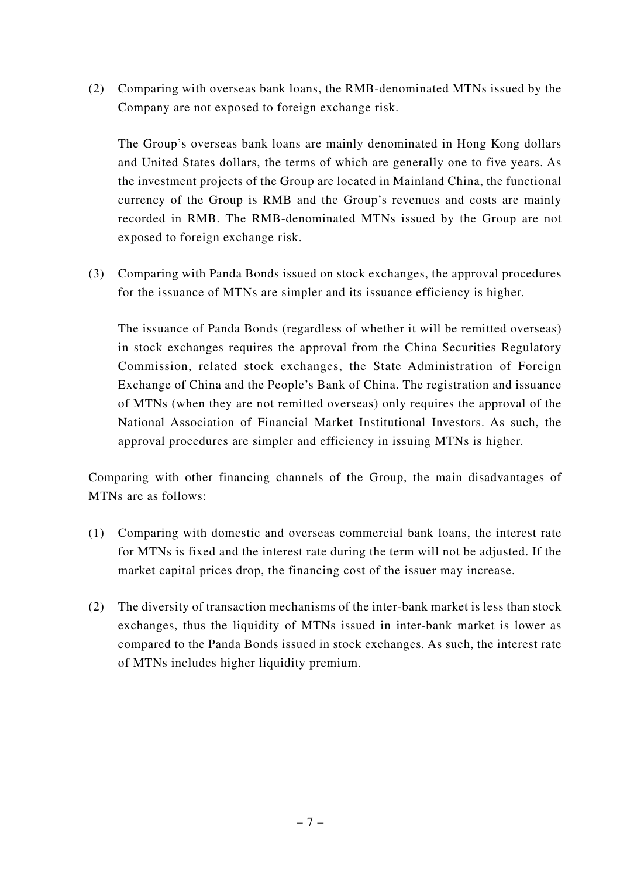(2) Comparing with overseas bank loans, the RMB-denominated MTNs issued by the Company are not exposed to foreign exchange risk.

    The Group's overseas bank loans are mainly denominated in Hong Kong dollars and United States dollars, the terms of which are generally one to five years. As the investment projects of the Group are located in Mainland China, the functional currency of the Group is RMB and the Group's revenues and costs are mainly recorded in RMB. The RMB-denominated MTNs issued by the Group are not exposed to foreign exchange risk.

(3) Comparing with Panda Bonds issued on stock exchanges, the approval procedures for the issuance of MTNs are simpler and its issuance efficiency is higher.

    The issuance of Panda Bonds (regardless of whether it will be remitted overseas) in stock exchanges requires the approval from the China Securities Regulatory Commission, related stock exchanges, the State Administration of Foreign Exchange of China and the People's Bank of China. The registration and issuance of MTNs (when they are not remitted overseas) only requires the approval of the National Association of Financial Market Institutional Investors. As such, the approval procedures are simpler and efficiency in issuing MTNs is higher.

Comparing with other financing channels of the Group, the main disadvantages of MTNs are as follows:

(1) Comparing with domestic and overseas commercial bank loans, the interest rate for MTNs is fixed and the interest rate during the term will not be adjusted. If the market capital prices drop, the financing cost of the issuer may increase.

(2) The diversity of transaction mechanisms of the inter-bank market is less than stock exchanges, thus the liquidity of MTNs issued in inter-bank market is lower as compared to the Panda Bonds issued in stock exchanges. As such, the interest rate of MTNs includes higher liquidity premium.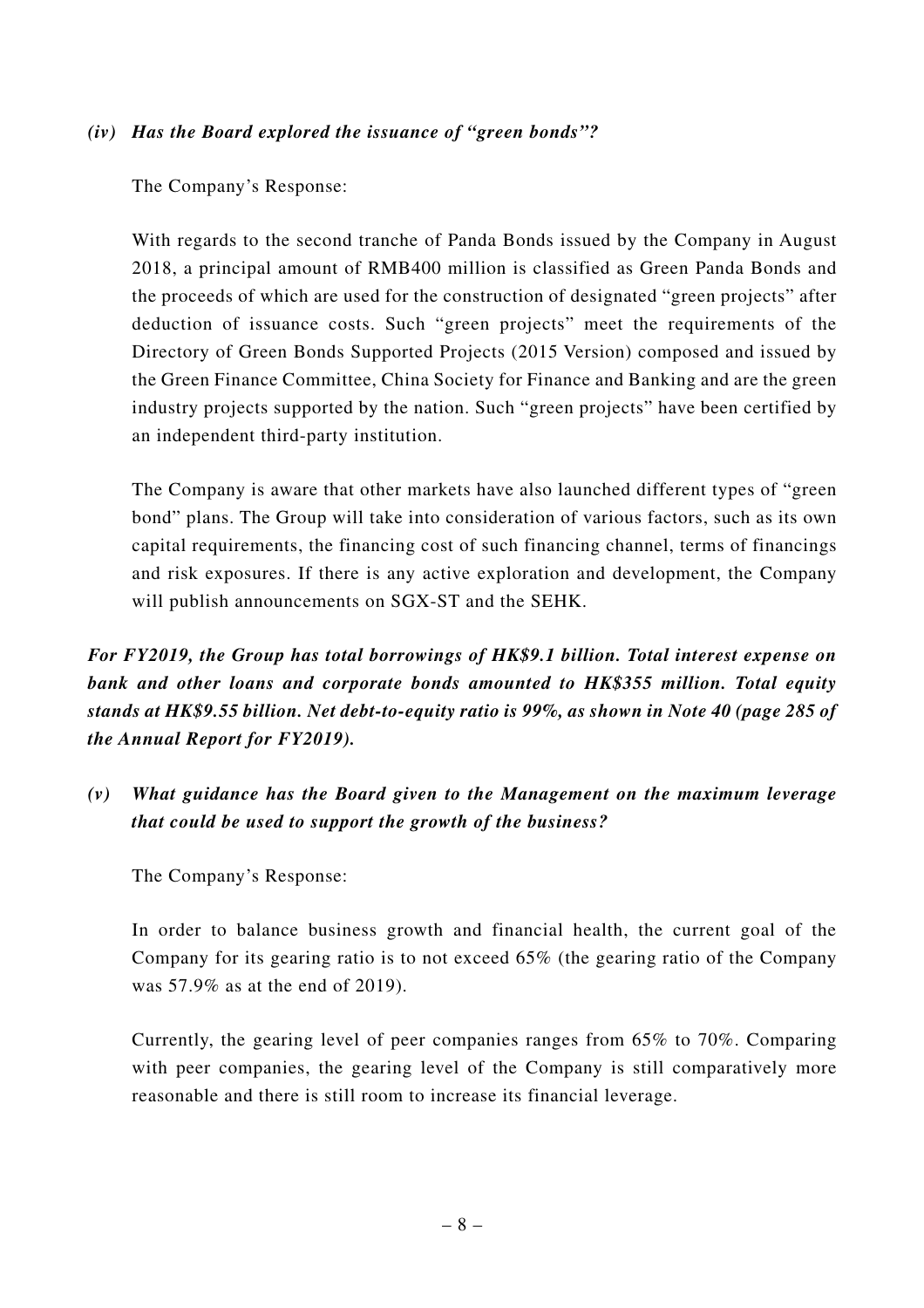*(iv) Has the Board explored the issuance of "green bonds"?*

The Company's Response:

With regards to the second tranche of Panda Bonds issued by the Company in August 2018, a principal amount of RMB400 million is classified as Green Panda Bonds and the proceeds of which are used for the construction of designated "green projects" after deduction of issuance costs. Such "green projects" meet the requirements of the Directory of Green Bonds Supported Projects (2015 Version) composed and issued by the Green Finance Committee, China Society for Finance and Banking and are the green industry projects supported by the nation. Such "green projects" have been certified by an independent third-party institution.

The Company is aware that other markets have also launched different types of "green bond" plans. The Group will take into consideration of various factors, such as its own capital requirements, the financing cost of such financing channel, terms of financings and risk exposures. If there is any active exploration and development, the Company will publish announcements on SGX-ST and the SEHK.

***For FY2019, the Group has total borrowings of HK$9.1 billion. Total interest expense on bank and other loans and corporate bonds amounted to HK$355 million. Total equity stands at HK$9.55 billion. Net debt-to-equity ratio is 99%, as shown in Note 40 (page 285 of the Annual Report for FY2019).***

***(v) What guidance has the Board given to the Management on the maximum leverage that could be used to support the growth of the business?***

The Company's Response:

In order to balance business growth and financial health, the current goal of the Company for its gearing ratio is to not exceed 65% (the gearing ratio of the Company was 57.9% as at the end of 2019).

Currently, the gearing level of peer companies ranges from 65% to 70%. Comparing with peer companies, the gearing level of the Company is still comparatively more reasonable and there is still room to increase its financial leverage.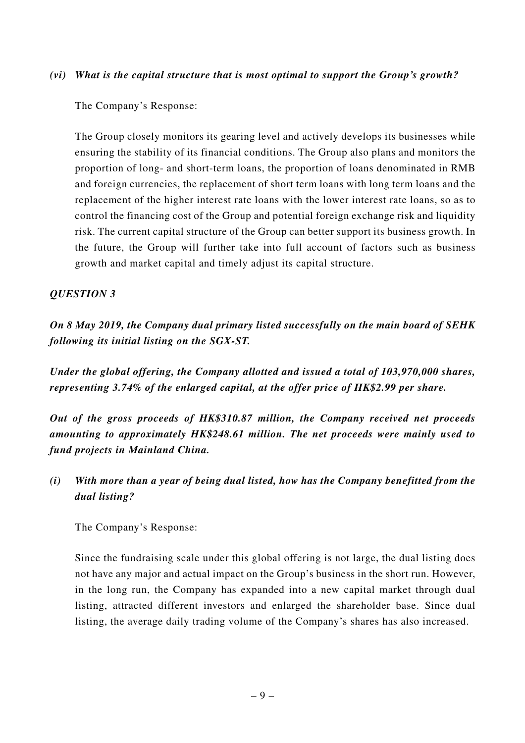*(vi) What is the capital structure that is most optimal to support the Group's growth?*

The Company's Response:

The Group closely monitors its gearing level and actively develops its businesses while ensuring the stability of its financial conditions. The Group also plans and monitors the proportion of long- and short-term loans, the proportion of loans denominated in RMB and foreign currencies, the replacement of short term loans with long term loans and the replacement of the higher interest rate loans with the lower interest rate loans, so as to control the financing cost of the Group and potential foreign exchange risk and liquidity risk. The current capital structure of the Group can better support its business growth. In the future, the Group will further take into full account of factors such as business growth and market capital and timely adjust its capital structure.

***QUESTION 3***

***On 8 May 2019, the Company dual primary listed successfully on the main board of SEHK following its initial listing on the SGX-ST.***

***Under the global offering, the Company allotted and issued a total of 103,970,000 shares, representing 3.74% of the enlarged capital, at the offer price of HK$2.99 per share.***

***Out of the gross proceeds of HK$310.87 million, the Company received net proceeds amounting to approximately HK$248.61 million. The net proceeds were mainly used to fund projects in Mainland China.***

***(i) With more than a year of being dual listed, how has the Company benefitted from the dual listing?***

The Company's Response:

Since the fundraising scale under this global offering is not large, the dual listing does not have any major and actual impact on the Group's business in the short run. However, in the long run, the Company has expanded into a new capital market through dual listing, attracted different investors and enlarged the shareholder base. Since dual listing, the average daily trading volume of the Company's shares has also increased.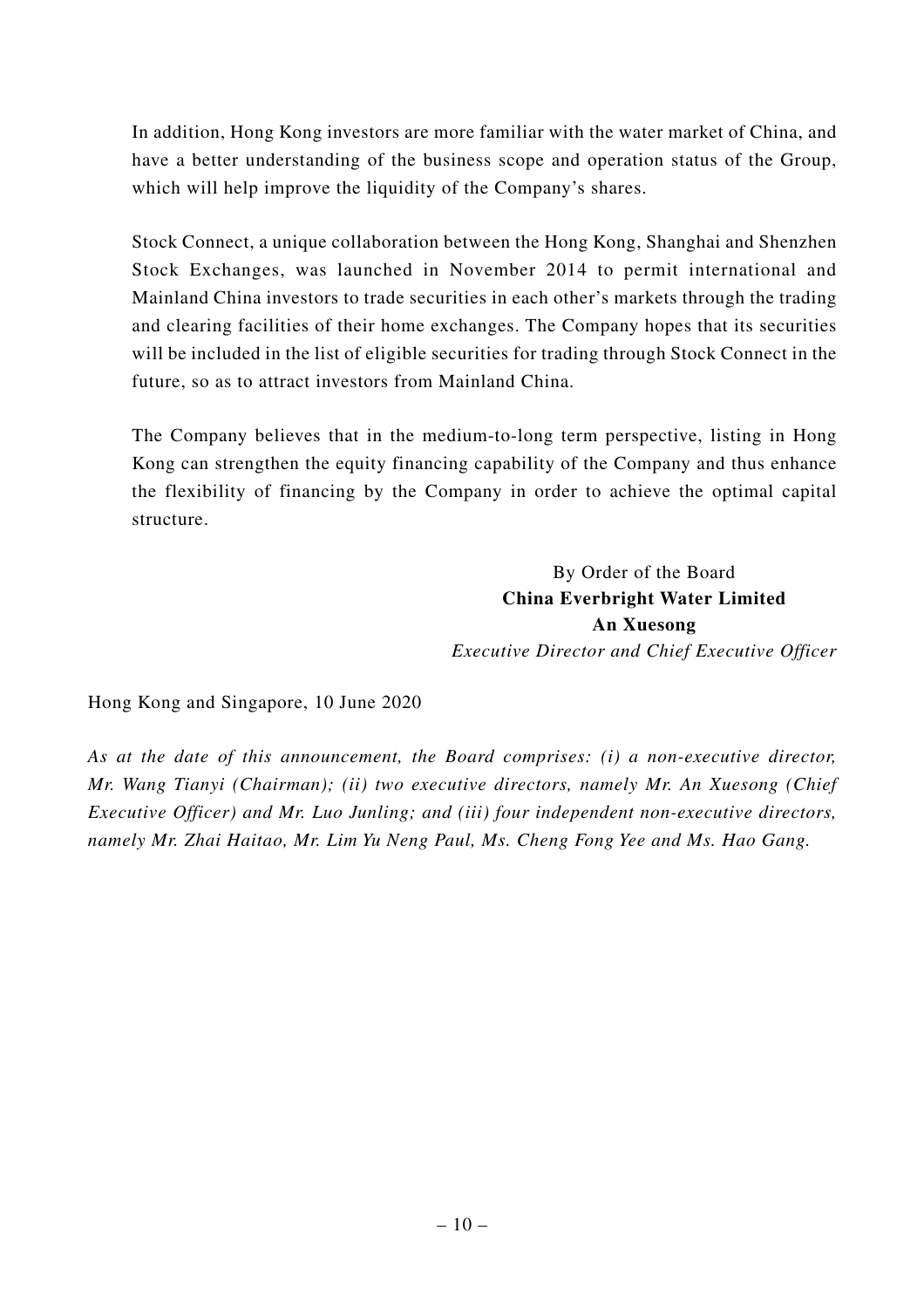In addition, Hong Kong investors are more familiar with the water market of China, and have a better understanding of the business scope and operation status of the Group, which will help improve the liquidity of the Company's shares.

Stock Connect, a unique collaboration between the Hong Kong, Shanghai and Shenzhen Stock Exchanges, was launched in November 2014 to permit international and Mainland China investors to trade securities in each other's markets through the trading and clearing facilities of their home exchanges. The Company hopes that its securities will be included in the list of eligible securities for trading through Stock Connect in the future, so as to attract investors from Mainland China.

The Company believes that in the medium-to-long term perspective, listing in Hong Kong can strengthen the equity financing capability of the Company and thus enhance the flexibility of financing by the Company in order to achieve the optimal capital structure.

By Order of the Board
**China Everbright Water Limited**
**An Xuesong**
*Executive Director and Chief Executive Officer*

Hong Kong and Singapore, 10 June 2020

*As at the date of this announcement, the Board comprises: (i) a non-executive director, Mr. Wang Tianyi (Chairman); (ii) two executive directors, namely Mr. An Xuesong (Chief Executive Officer) and Mr. Luo Junling; and (iii) four independent non-executive directors, namely Mr. Zhai Haitao, Mr. Lim Yu Neng Paul, Ms. Cheng Fong Yee and Ms. Hao Gang.*